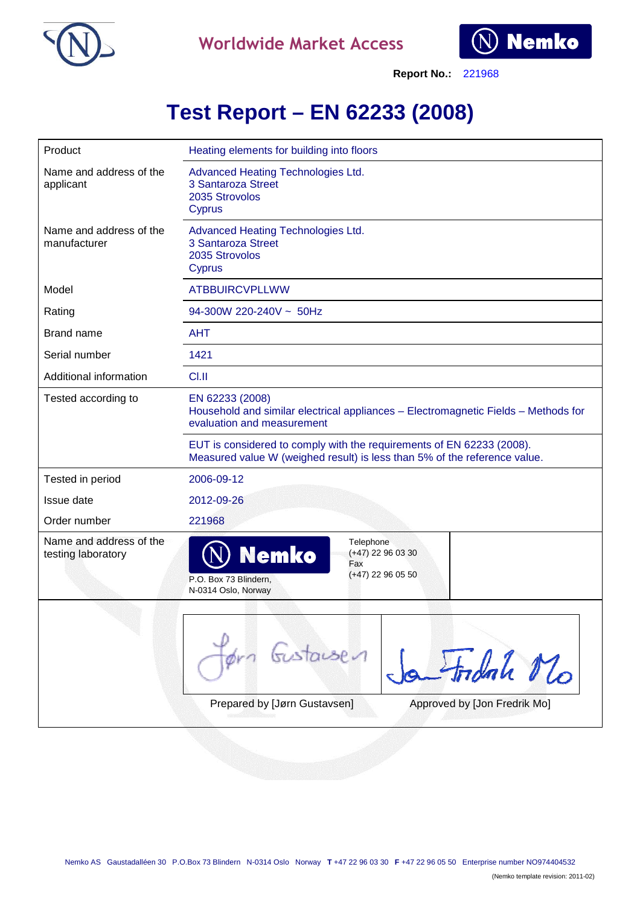Worldwide Market Access

Report No.: 221968

# Test Report – EN 62233 (2008)

| | |
|---|---|
| Product | Heating elements for building into floors |
| Name and address of the applicant | Advanced Heating Technologies Ltd.<br>3 Santaroza Street<br>2035 Strovolos<br>Cyprus |
| Name and address of the manufacturer | Advanced Heating Technologies Ltd.<br>3 Santaroza Street<br>2035 Strovolos<br>Cyprus |
| Model | ATBBUIRCVPLLWW |
| Rating | 94-300W 220-240V ~ 50Hz |
| Brand name | AHT |
| Serial number | 1421 |
| Additional information | Cl.II |
| Tested according to | EN 62233 (2008)<br>Household and similar electrical appliances – Electromagnetic Fields – Methods for evaluation and measurement |
| | EUT is considered to comply with the requirements of EN 62233 (2008).<br>Measured value W (weighed result) is less than 5% of the reference value. |
| Tested in period | 2006-09-12 |
| Issue date | 2012-09-26 |
| Order number | 221968 |
| Name and address of the testing laboratory | Nemko<br>P.O. Box 73 Blindern,<br>N-0314 Oslo, Norway<br>Telephone (+47) 22 96 03 30<br>Fax (+47) 22 96 05 50 |

| | |
|---|---|
| Prepared by [Jørn Gustavsen] | Approved by [Jon Fredrik Mo] |

Nemko AS Gaustadalléen 30 P.O.Box 73 Blindern N-0314 Oslo Norway T +47 22 96 03 30 F +47 22 96 05 50 Enterprise number NO974404532

(Nemko template revision: 2011-02)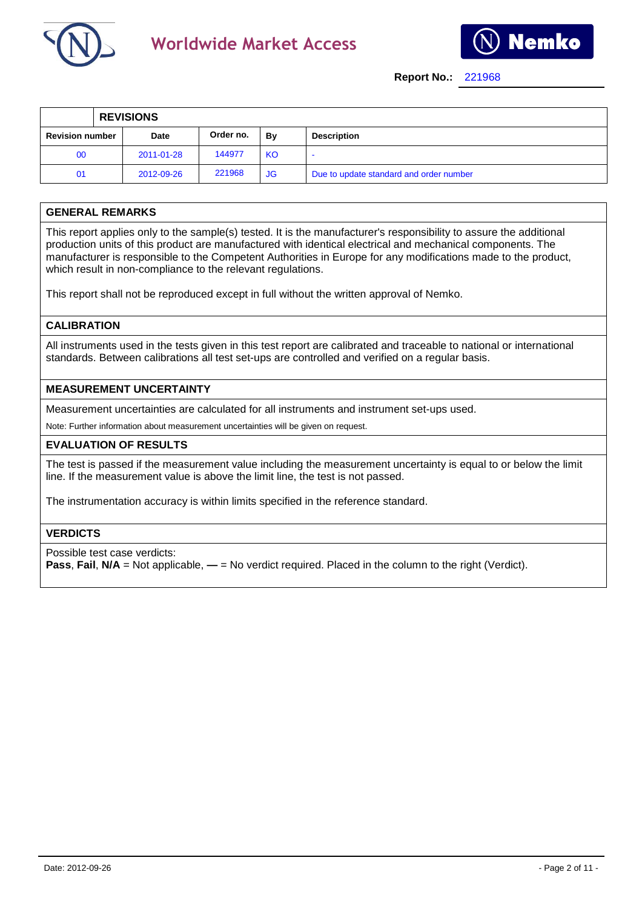Report No.: 221968

| REVISIONS | | | | |
|---|---|---|---|---|
| **Revision number** | **Date** | **Order no.** | **By** | **Description** |
| 00 | 2011-01-28 | 144977 | KO | - |
| 01 | 2012-09-26 | 221968 | JG | Due to update standard and order number |

## GENERAL REMARKS

This report applies only to the sample(s) tested. It is the manufacturer's responsibility to assure the additional production units of this product are manufactured with identical electrical and mechanical components. The manufacturer is responsible to the Competent Authorities in Europe for any modifications made to the product, which result in non-compliance to the relevant regulations.

This report shall not be reproduced except in full without the written approval of Nemko.

## CALIBRATION

All instruments used in the tests given in this test report are calibrated and traceable to national or international standards. Between calibrations all test set-ups are controlled and verified on a regular basis.

## MEASUREMENT UNCERTAINTY

Measurement uncertainties are calculated for all instruments and instrument set-ups used.

Note: Further information about measurement uncertainties will be given on request.

## EVALUATION OF RESULTS

The test is passed if the measurement value including the measurement uncertainty is equal to or below the limit line. If the measurement value is above the limit line, the test is not passed.

The instrumentation accuracy is within limits specified in the reference standard.

## VERDICTS

Possible test case verdicts:
**Pass**, **Fail**, **N/A** = Not applicable, **—** = No verdict required. Placed in the column to the right (Verdict).

Date: 2012-09-26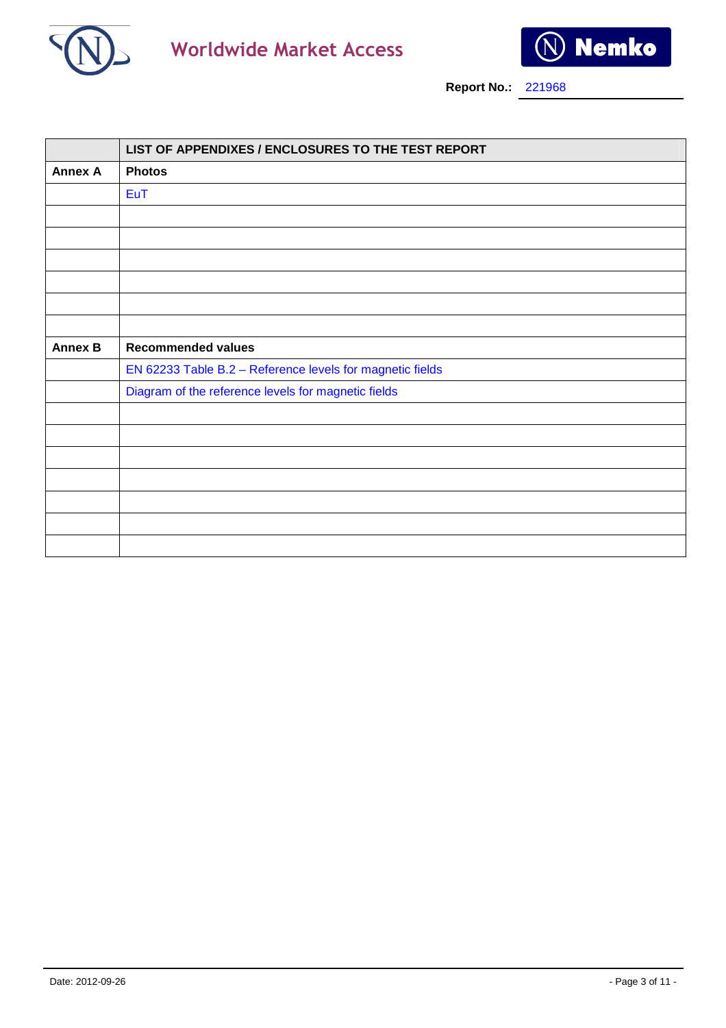| | LIST OF APPENDIXES / ENCLOSURES TO THE TEST REPORT |
|---|---|
| **Annex A** | **Photos** |
| | EuT |
| | |
| | |
| | |
| | |
| | |
| | |
| **Annex B** | **Recommended values** |
| | EN 62233 Table B.2 – Reference levels for magnetic fields |
| | Diagram of the reference levels for magnetic fields |
| | |
| | |
| | |
| | |
| | |
| | |
| | |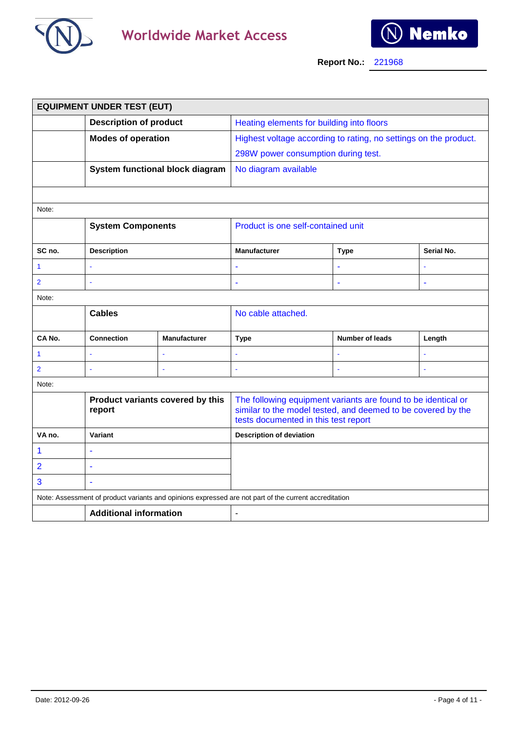Report No.: 221968

## EQUIPMENT UNDER TEST (EUT)

| | | |
|---|---|---|
| | **Description of product** | Heating elements for building into floors |
| | **Modes of operation** | Highest voltage according to rating, no settings on the product.<br>298W power consumption during test. |
| | **System functional block diagram** | No diagram available |

Note:

| | **System Components** | Product is one self-contained unit | | |
|---|---|---|---|---|
| **SC no.** | **Description** | **Manufacturer** | **Type** | **Serial No.** |
| 1 | - | - | - | - |
| 2 | - | - | - | - |

Note:

| | **Cables** | | No cable attached. | | |
|---|---|---|---|---|---|
| **CA No.** | **Connection** | **Manufacturer** | **Type** | **Number of leads** | **Length** |
| 1 | - | - | - | - | - |
| 2 | - | - | - | - | - |

Note:

| | **Product variants covered by this report** | The following equipment variants are found to be identical or similar to the model tested, and deemed to be covered by the tests documented in this test report |
|---|---|---|
| **VA no.** | **Variant** | **Description of deviation** |
| 1 | - | |
| 2 | - | |
| 3 | - | |

Note: Assessment of product variants and opinions expressed are not part of the current accreditation

| | | |
|---|---|---|
| | **Additional information** | - |

Date: 2012-09-26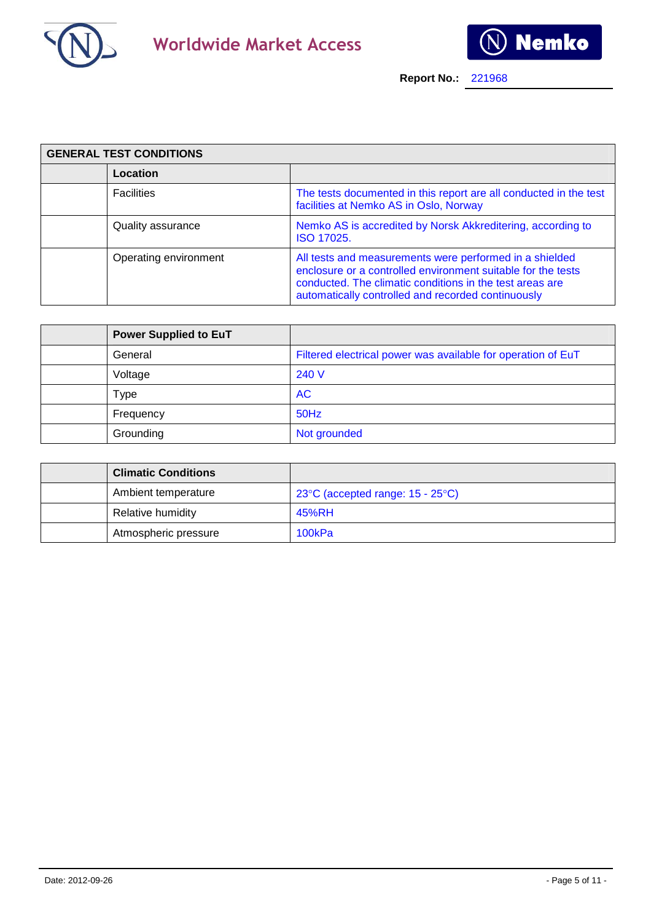## GENERAL TEST CONDITIONS

| | Location | |
|---|---|---|
| | Facilities | The tests documented in this report are all conducted in the test facilities at Nemko AS in Oslo, Norway |
| | Quality assurance | Nemko AS is accredited by Norsk Akkreditering, according to ISO 17025. |
| | Operating environment | All tests and measurements were performed in a shielded enclosure or a controlled environment suitable for the tests conducted. The climatic conditions in the test areas are automatically controlled and recorded continuously |

| | Power Supplied to EuT | |
|---|---|---|
| | General | Filtered electrical power was available for operation of EuT |
| | Voltage | 240 V |
| | Type | AC |
| | Frequency | 50Hz |
| | Grounding | Not grounded |

| | Climatic Conditions | |
|---|---|---|
| | Ambient temperature | 23°C (accepted range: 15 - 25°C) |
| | Relative humidity | 45%RH |
| | Atmospheric pressure | 100kPa |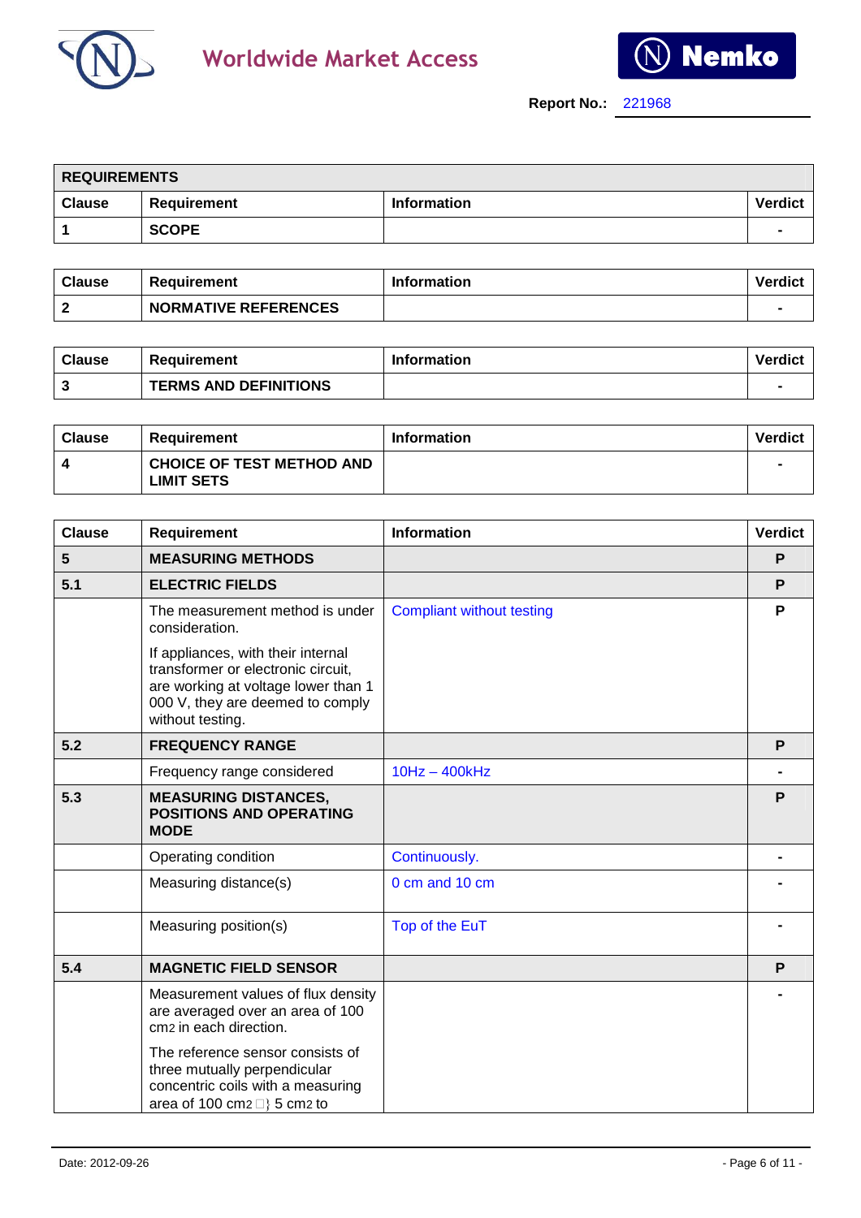Report No.: 221968

| REQUIREMENTS | | | |
|---|---|---|---|
| **Clause** | **Requirement** | **Information** | **Verdict** |
| **1** | **SCOPE** | | **-** |

| Clause | Requirement | Information | Verdict |
|---|---|---|---|
| **2** | **NORMATIVE REFERENCES** | | **-** |

| Clause | Requirement | Information | Verdict |
|---|---|---|---|
| **3** | **TERMS AND DEFINITIONS** | | **-** |

| Clause | Requirement | Information | Verdict |
|---|---|---|---|
| **4** | **CHOICE OF TEST METHOD AND LIMIT SETS** | | **-** |

| Clause | Requirement | Information | Verdict |
|---|---|---|---|
| **5** | **MEASURING METHODS** | | **P** |
| **5.1** | **ELECTRIC FIELDS** | | **P** |
| | The measurement method is under consideration.<br><br>If appliances, with their internal transformer or electronic circuit, are working at voltage lower than 1 000 V, they are deemed to comply without testing. | Compliant without testing | **P** |
| **5.2** | **FREQUENCY RANGE** | | **P** |
| | Frequency range considered | 10Hz – 400kHz | **-** |
| **5.3** | **MEASURING DISTANCES, POSITIONS AND OPERATING MODE** | | **P** |
| | Operating condition | Continuously. | **-** |
| | Measuring distance(s) | 0 cm and 10 cm | **-** |
| | Measuring position(s) | Top of the EuT | **-** |
| **5.4** | **MAGNETIC FIELD SENSOR** | | **P** |
| | Measurement values of flux density are averaged over an area of 100 $cm^2$ in each direction.<br><br>The reference sensor consists of three mutually perpendicular concentric coils with a measuring area of 100 $cm^2$ □} 5 $cm^2$ to | | **-** |

Date: 2012-09-26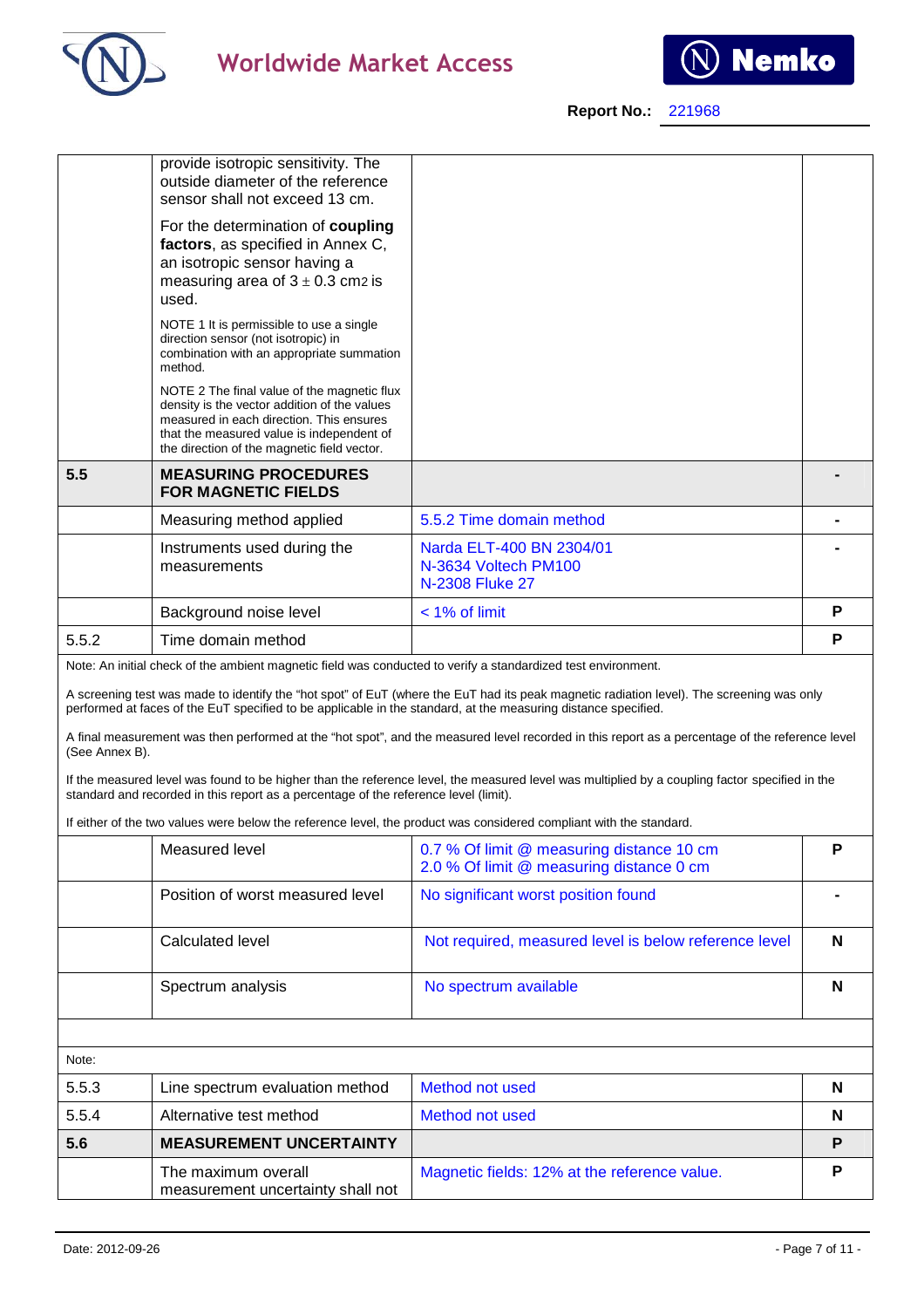| | | | |
|---|---|---|---|
| | provide isotropic sensitivity. The outside diameter of the reference sensor shall not exceed 13 cm.<br><br>For the determination of **coupling factors**, as specified in Annex C, an isotropic sensor having a measuring area of $3 \pm 0.3$ cm2 is used.<br><br>NOTE 1 It is permissible to use a single direction sensor (not isotropic) in combination with an appropriate summation method.<br><br>NOTE 2 The final value of the magnetic flux density is the vector addition of the values measured in each direction. This ensures that the measured value is independent of the direction of the magnetic field vector. | | |
| **5.5** | **MEASURING PROCEDURES FOR MAGNETIC FIELDS** | | - |
| | Measuring method applied | 5.5.2 Time domain method | - |
| | Instruments used during the measurements | Narda ELT-400 BN 2304/01<br>N-3634 Voltech PM100<br>N-2308 Fluke 27 | - |
| | Background noise level | < 1% of limit | P |
| 5.5.2 | Time domain method | | P |
| Note: An initial check of the ambient magnetic field was conducted to verify a standardized test environment.<br><br>A screening test was made to identify the "hot spot" of EuT (where the EuT had its peak magnetic radiation level). The screening was only performed at faces of the EuT specified to be applicable in the standard, at the measuring distance specified.<br><br>A final measurement was then performed at the "hot spot", and the measured level recorded in this report as a percentage of the reference level (See Annex B).<br><br>If the measured level was found to be higher than the reference level, the measured level was multiplied by a coupling factor specified in the standard and recorded in this report as a percentage of the reference level (limit).<br><br>If either of the two values were below the reference level, the product was considered compliant with the standard. | | | |
| | Measured level | 0.7 % Of limit @ measuring distance 10 cm<br>2.0 % Of limit @ measuring distance 0 cm | P |
| | Position of worst measured level | No significant worst position found | - |
| | Calculated level | Not required, measured level is below reference level | N |
| | Spectrum analysis | No spectrum available | N |
| | | | |
| Note: | | | |
| 5.5.3 | Line spectrum evaluation method | Method not used | N |
| 5.5.4 | Alternative test method | Method not used | N |
| **5.6** | **MEASUREMENT UNCERTAINTY** | | P |
| | The maximum overall measurement uncertainty shall not | Magnetic fields: 12% at the reference value. | P |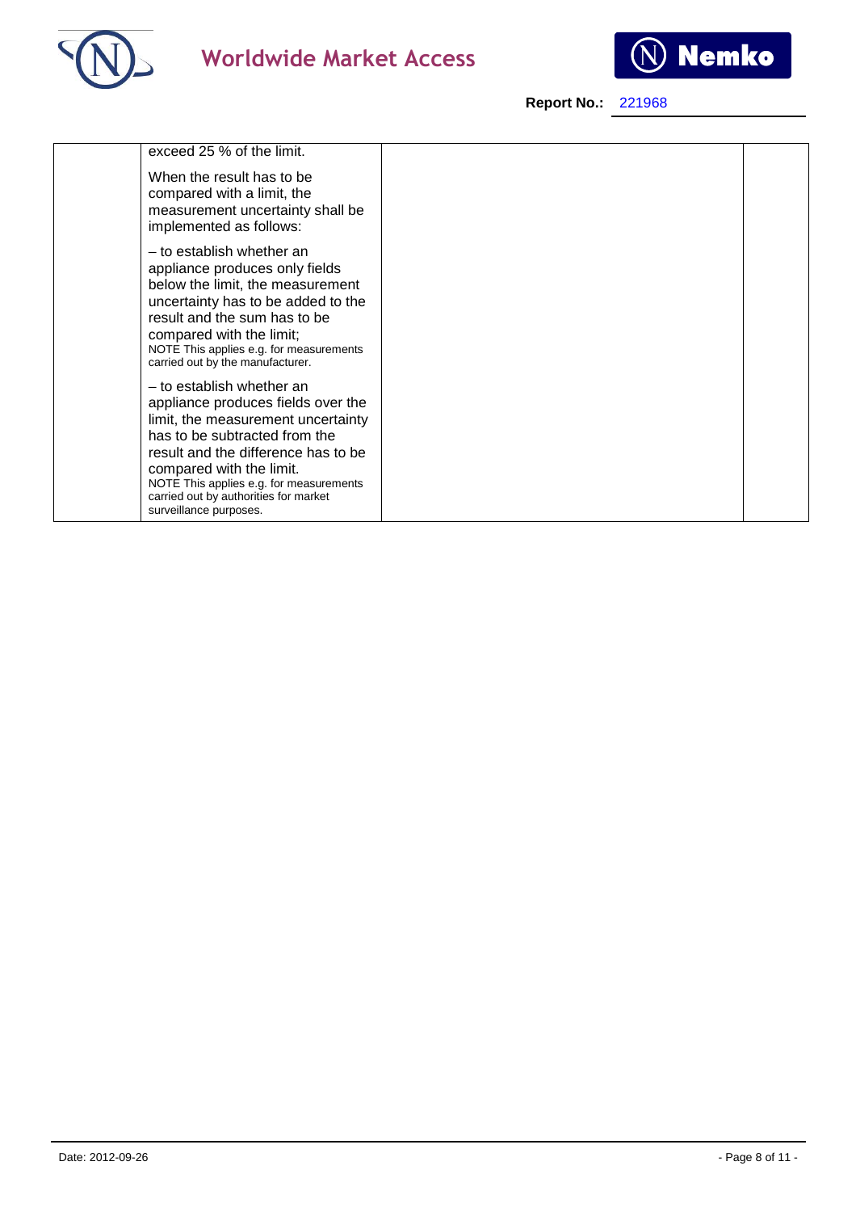| | | | |
|---|---|---|---|
| | exceed 25 % of the limit.<br><br>When the result has to be compared with a limit, the measurement uncertainty shall be implemented as follows:<br><br>– to establish whether an appliance produces only fields below the limit, the measurement uncertainty has to be added to the result and the sum has to be compared with the limit;<br>NOTE This applies e.g. for measurements carried out by the manufacturer.<br><br>– to establish whether an appliance produces fields over the limit, the measurement uncertainty has to be subtracted from the result and the difference has to be compared with the limit.<br>NOTE This applies e.g. for measurements carried out by authorities for market surveillance purposes. | | |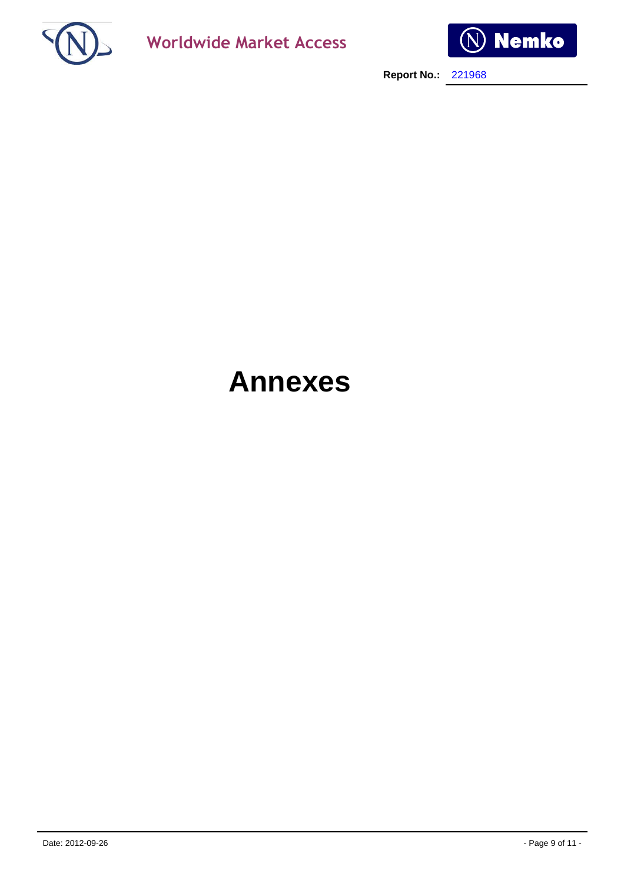# Annexes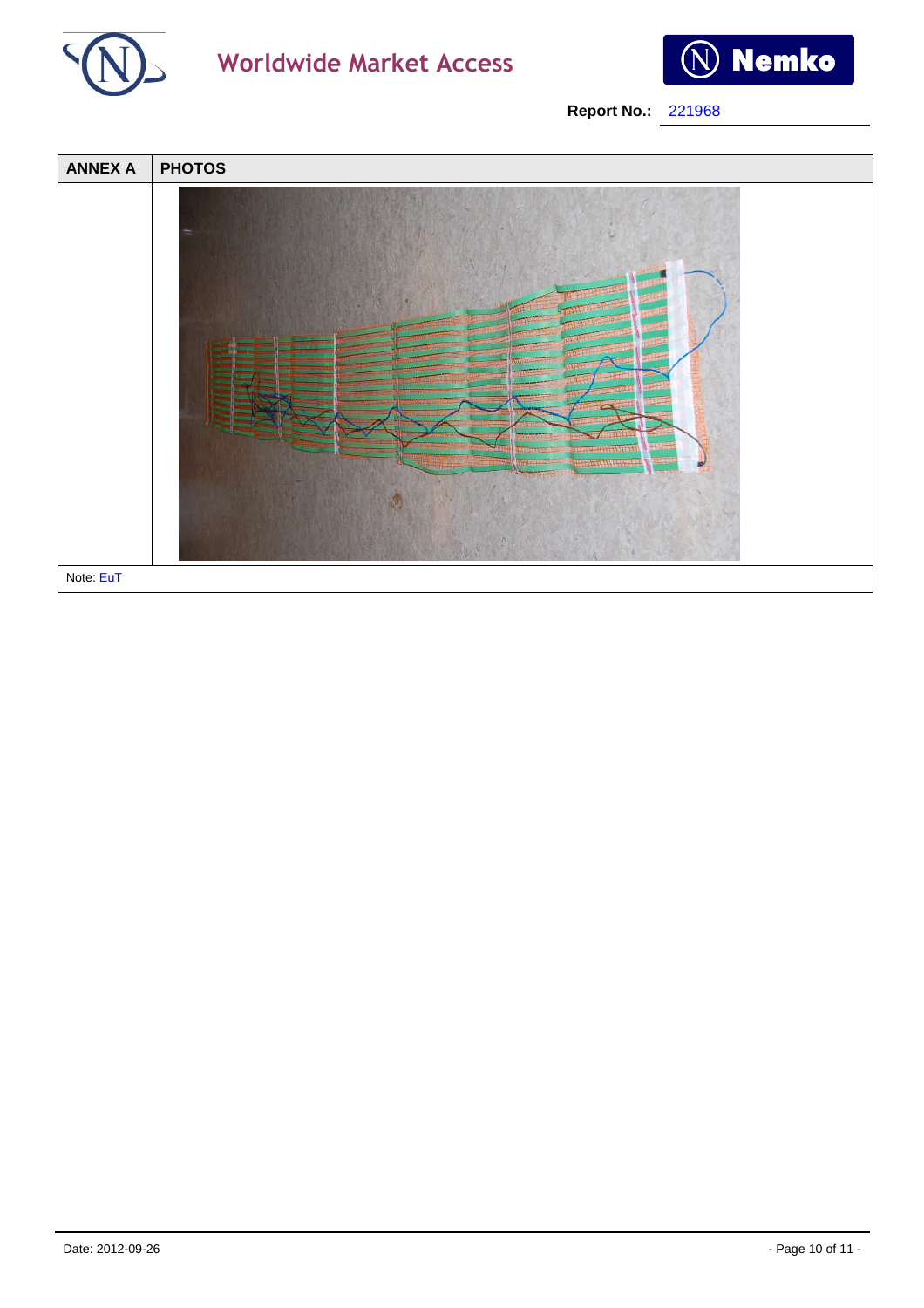| ANNEX A | PHOTOS |
|---|---|
| | |
| Note: EuT | |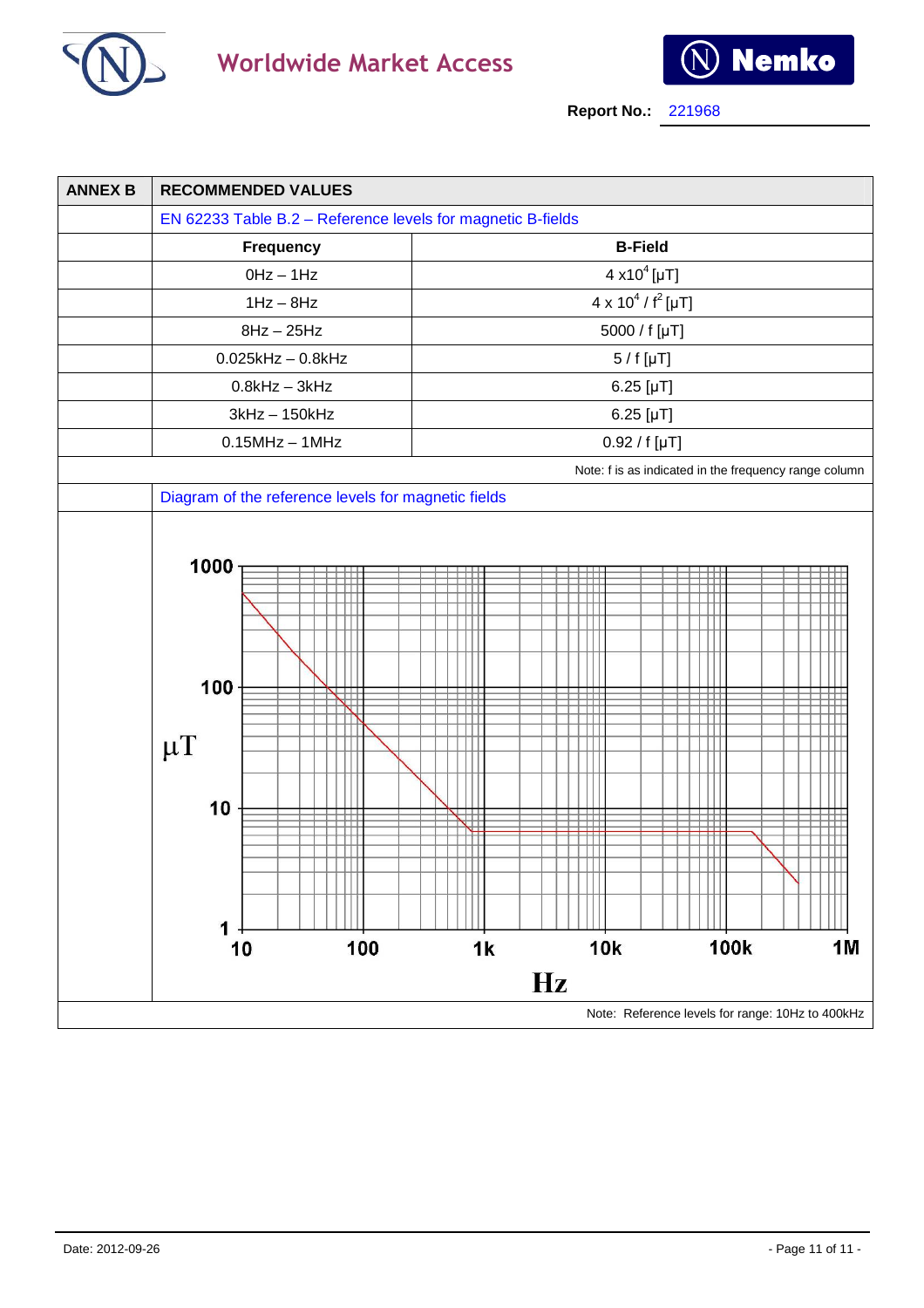| ANNEX B | RECOMMENDED VALUES | |
|---|---|---|
| | EN 62233 Table B.2 – Reference levels for magnetic B-fields | |
| | **Frequency** | **B-Field** |
| | 0Hz – 1Hz | $4 \times 10^4$ [µT] |
| | 1Hz – 8Hz | $4 \times 10^4 / f^2$ [µT] |
| | 8Hz – 25Hz | 5000 / f [µT] |
| | 0.025kHz – 0.8kHz | 5 / f [µT] |
| | 0.8kHz – 3kHz | 6.25 [µT] |
| | 3kHz – 150kHz | 6.25 [µT] |
| | 0.15MHz – 1MHz | 0.92 / f [µT] |

Note: f is as indicated in the frequency range column

Diagram of the reference levels for magnetic fields

1000
100
µT
10
1
10
100
1k
10k
100k
1M
Hz

Note: Reference levels for range: 10Hz to 400kHz